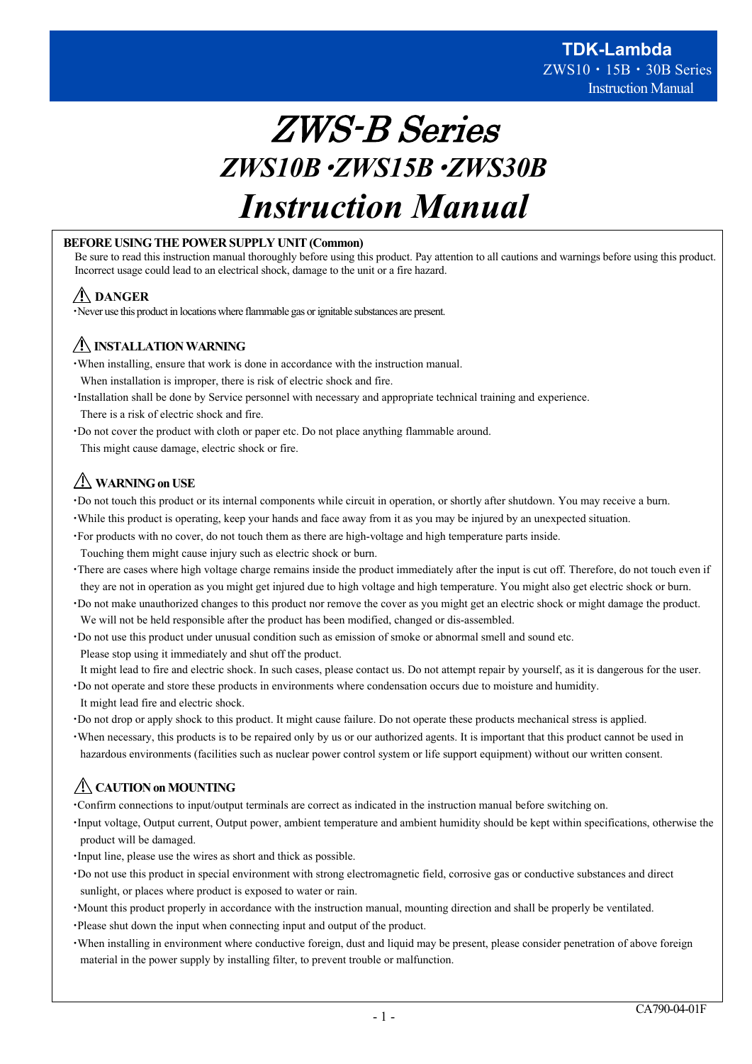# ZWS-B Series

## ZWS10B・ZWS15B・ZWS30B

# Instruction Manual

**BEFORE USING THE POWER SUPPLY UNIT (Common)**

Be sure to read this instruction manual thoroughly before using this product. Pay attention to all cautions and warnings before using this product. Incorrect usage could lead to an electrical shock, damage to the unit or a fire hazard.

### ⚠ DANGER

・Never use this product in locations where flammable gas or ignitable substances are present.

### ⚠ INSTALLATION WARNING

・When installing, ensure that work is done in accordance with the instruction manual.
 When installation is improper, there is risk of electric shock and fire.

・Installation shall be done by Service personnel with necessary and appropriate technical training and experience.
 There is a risk of electric shock and fire.

・Do not cover the product with cloth or paper etc. Do not place anything flammable around.
 This might cause damage, electric shock or fire.

### ⚠ WARNING on USE

・Do not touch this product or its internal components while circuit in operation, or shortly after shutdown. You may receive a burn.

・While this product is operating, keep your hands and face away from it as you may be injured by an unexpected situation.

・For products with no cover, do not touch them as there are high-voltage and high temperature parts inside.
 Touching them might cause injury such as electric shock or burn.

・There are cases where high voltage charge remains inside the product immediately after the input is cut off. Therefore, do not touch even if they are not in operation as you might get injured due to high voltage and high temperature. You might also get electric shock or burn.

・Do not make unauthorized changes to this product nor remove the cover as you might get an electric shock or might damage the product. We will not be held responsible after the product has been modified, changed or dis-assembled.

・Do not use this product under unusual condition such as emission of smoke or abnormal smell and sound etc.
 Please stop using it immediately and shut off the product.
 It might lead to fire and electric shock. In such cases, please contact us. Do not attempt repair by yourself, as it is dangerous for the user.

・Do not operate and store these products in environments where condensation occurs due to moisture and humidity.
 It might lead fire and electric shock.

・Do not drop or apply shock to this product. It might cause failure. Do not operate these products mechanical stress is applied.

・When necessary, this products is to be repaired only by us or our authorized agents. It is important that this product cannot be used in hazardous environments (facilities such as nuclear power control system or life support equipment) without our written consent.

### ⚠ CAUTION on MOUNTING

・Confirm connections to input/output terminals are correct as indicated in the instruction manual before switching on.

・Input voltage, Output current, Output power, ambient temperature and ambient humidity should be kept within specifications, otherwise the product will be damaged.

・Input line, please use the wires as short and thick as possible.

・Do not use this product in special environment with strong electromagnetic field, corrosive gas or conductive substances and direct sunlight, or places where product is exposed to water or rain.

・Mount this product properly in accordance with the instruction manual, mounting direction and shall be properly be ventilated.

・Please shut down the input when connecting input and output of the product.

・When installing in environment where conductive foreign, dust and liquid may be present, please consider penetration of above foreign material in the power supply by installing filter, to prevent trouble or malfunction.

CA790-04-01F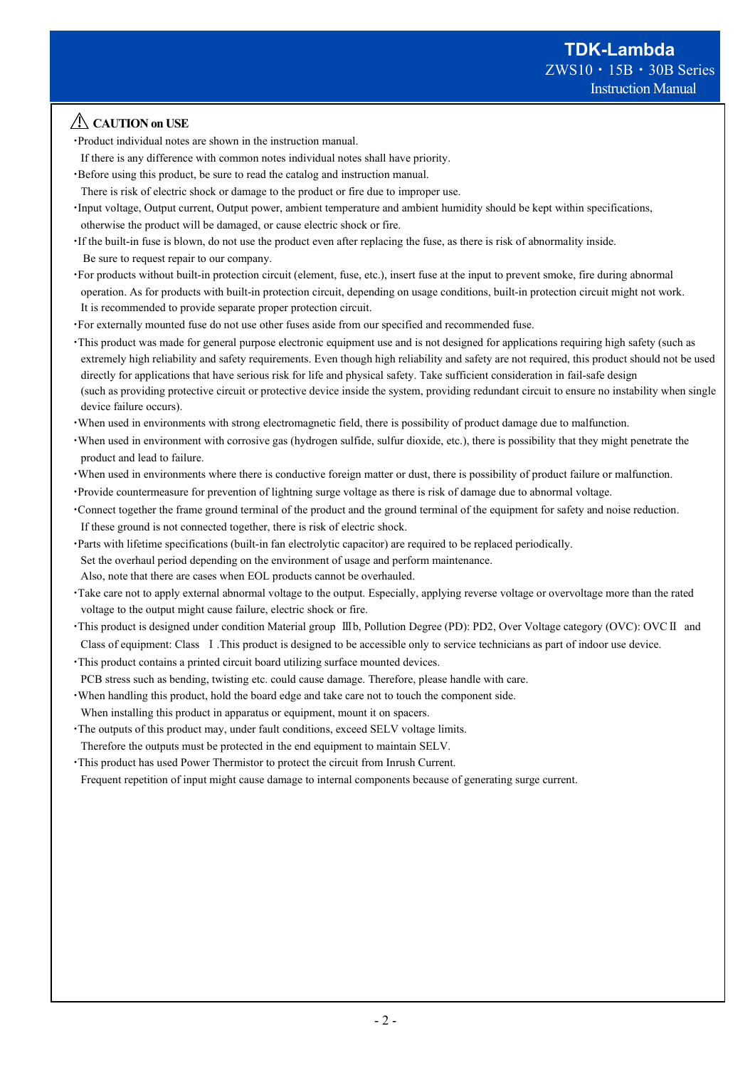## ⚠ CAUTION on USE

- Product individual notes are shown in the instruction manual.
  If there is any difference with common notes individual notes shall have priority.
- Before using this product, be sure to read the catalog and instruction manual.
  There is risk of electric shock or damage to the product or fire due to improper use.
- Input voltage, Output current, Output power, ambient temperature and ambient humidity should be kept within specifications, otherwise the product will be damaged, or cause electric shock or fire.
- If the built-in fuse is blown, do not use the product even after replacing the fuse, as there is risk of abnormality inside.
  Be sure to request repair to our company.
- For products without built-in protection circuit (element, fuse, etc.), insert fuse at the input to prevent smoke, fire during abnormal operation. As for products with built-in protection circuit, depending on usage conditions, built-in protection circuit might not work.
  It is recommended to provide separate proper protection circuit.
- For externally mounted fuse do not use other fuses aside from our specified and recommended fuse.
- This product was made for general purpose electronic equipment use and is not designed for applications requiring high safety (such as extremely high reliability and safety requirements. Even though high reliability and safety are not required, this product should not be used directly for applications that have serious risk for life and physical safety. Take sufficient consideration in fail-safe design (such as providing protective circuit or protective device inside the system, providing redundant circuit to ensure no instability when single device failure occurs).
- When used in environments with strong electromagnetic field, there is possibility of product damage due to malfunction.
- When used in environment with corrosive gas (hydrogen sulfide, sulfur dioxide, etc.), there is possibility that they might penetrate the product and lead to failure.
- When used in environments where there is conductive foreign matter or dust, there is possibility of product failure or malfunction.
- Provide countermeasure for prevention of lightning surge voltage as there is risk of damage due to abnormal voltage.
- Connect together the frame ground terminal of the product and the ground terminal of the equipment for safety and noise reduction.
  If these ground is not connected together, there is risk of electric shock.
- Parts with lifetime specifications (built-in fan electrolytic capacitor) are required to be replaced periodically.
  Set the overhaul period depending on the environment of usage and perform maintenance.
  Also, note that there are cases when EOL products cannot be overhauled.
- Take care not to apply external abnormal voltage to the output. Especially, applying reverse voltage or overvoltage more than the rated voltage to the output might cause failure, electric shock or fire.
- This product is designed under condition Material group Ⅲb, Pollution Degree (PD): PD2, Over Voltage category (OVC): OVCⅡ and Class of equipment: Class Ⅰ.This product is designed to be accessible only to service technicians as part of indoor use device.
- This product contains a printed circuit board utilizing surface mounted devices.
  PCB stress such as bending, twisting etc. could cause damage. Therefore, please handle with care.
- When handling this product, hold the board edge and take care not to touch the component side.
  When installing this product in apparatus or equipment, mount it on spacers.
- The outputs of this product may, under fault conditions, exceed SELV voltage limits.
  Therefore the outputs must be protected in the end equipment to maintain SELV.
- This product has used Power Thermistor to protect the circuit from Inrush Current.
  Frequent repetition of input might cause damage to internal components because of generating surge current.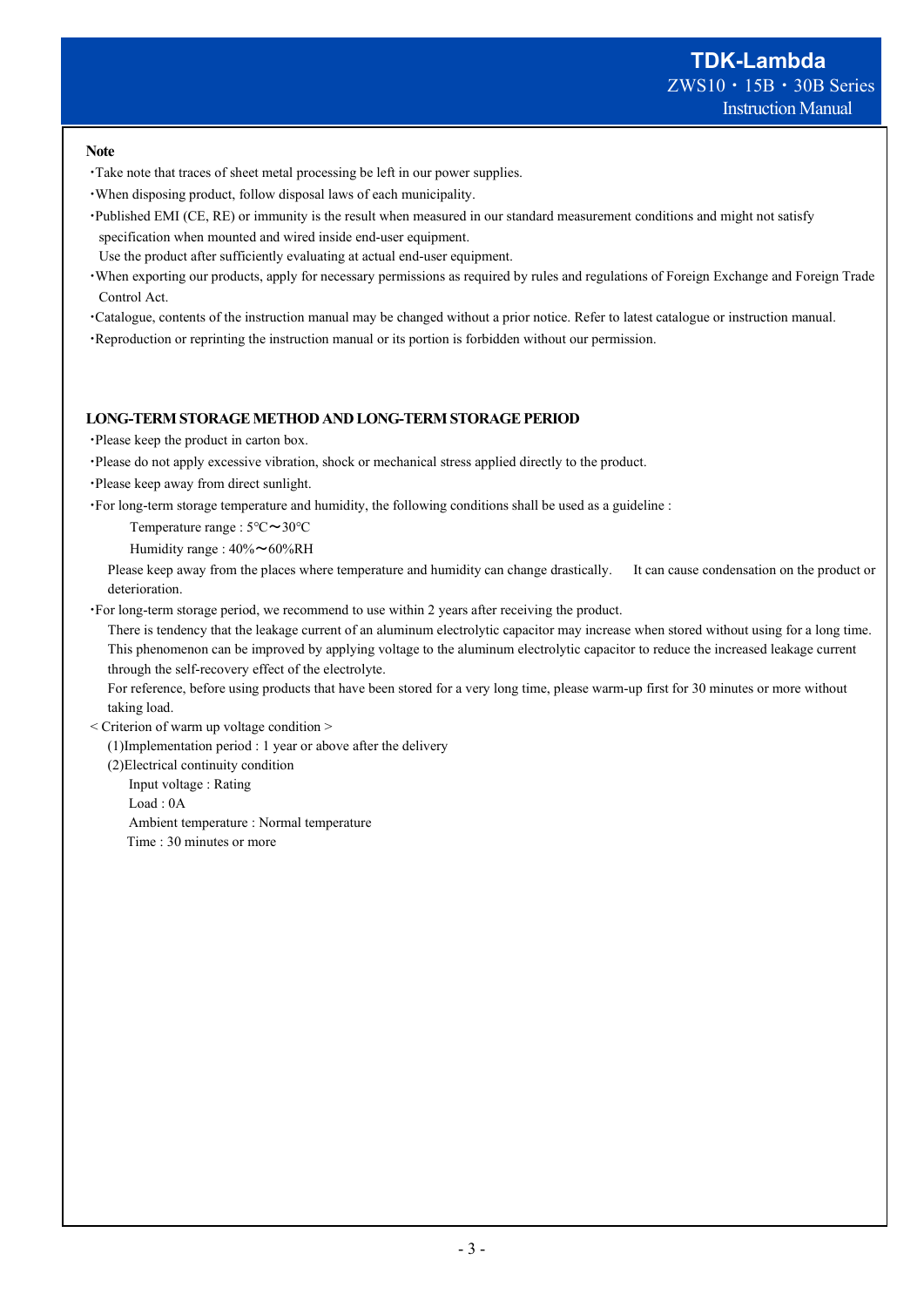**Note**

- Take note that traces of sheet metal processing be left in our power supplies.
- When disposing product, follow disposal laws of each municipality.
- Published EMI (CE, RE) or immunity is the result when measured in our standard measurement conditions and might not satisfy specification when mounted and wired inside end-user equipment.
  Use the product after sufficiently evaluating at actual end-user equipment.
- When exporting our products, apply for necessary permissions as required by rules and regulations of Foreign Exchange and Foreign Trade Control Act.
- Catalogue, contents of the instruction manual may be changed without a prior notice. Refer to latest catalogue or instruction manual.
- Reproduction or reprinting the instruction manual or its portion is forbidden without our permission.

**LONG-TERM STORAGE METHOD AND LONG-TERM STORAGE PERIOD**

- Please keep the product in carton box.
- Please do not apply excessive vibration, shock or mechanical stress applied directly to the product.
- Please keep away from direct sunlight.
- For long-term storage temperature and humidity, the following conditions shall be used as a guideline :

  Temperature range : 5℃～30℃

  Humidity range : 40%～60%RH

  Please keep away from the places where temperature and humidity can change drastically. It can cause condensation on the product or deterioration.
- For long-term storage period, we recommend to use within 2 years after receiving the product.
  There is tendency that the leakage current of an aluminum electrolytic capacitor may increase when stored without using for a long time. This phenomenon can be improved by applying voltage to the aluminum electrolytic capacitor to reduce the increased leakage current through the self-recovery effect of the electrolyte.
  For reference, before using products that have been stored for a very long time, please warm-up first for 30 minutes or more without taking load.

< Criterion of warm up voltage condition >

(1)Implementation period : 1 year or above after the delivery

(2)Electrical continuity condition

Input voltage : Rating

Load : 0A

Ambient temperature : Normal temperature

Time : 30 minutes or more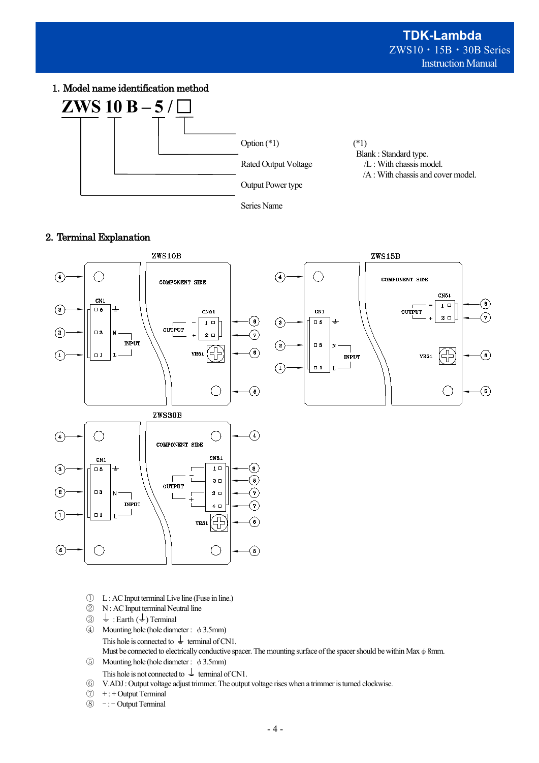## 1. Model name identification method

**ZWS 10 B – 5 / □**

- ZWS : Series Name
- 10 : Output Power type
- B
- 5 : Rated Output Voltage
- □ : Option (*1)

(*1)
Blank : Standard type.
/L : With chassis model.
/A : With chassis and cover model.

## 2. Terminal Explanation

ZWS10B

ZWS15B

ZWS30B

① L : AC Input terminal Live line (Fuse in line.)
② N : AC Input terminal Neutral line
③ ⏚ : Earth (⏚) Terminal
④ Mounting hole (hole diameter : φ3.5mm)
This hole is connected to ⏚ terminal of CN1.
Must be connected to electrically conductive spacer. The mounting surface of the spacer should be within Max φ8mm.
⑤ Mounting hole (hole diameter : φ3.5mm)
This hole is not connected to ⏚ terminal of CN1.
⑥ V.ADJ : Output voltage adjust trimmer. The output voltage rises when a trimmer is turned clockwise.
⑦ + : + Output Terminal
⑧ − : − Output Terminal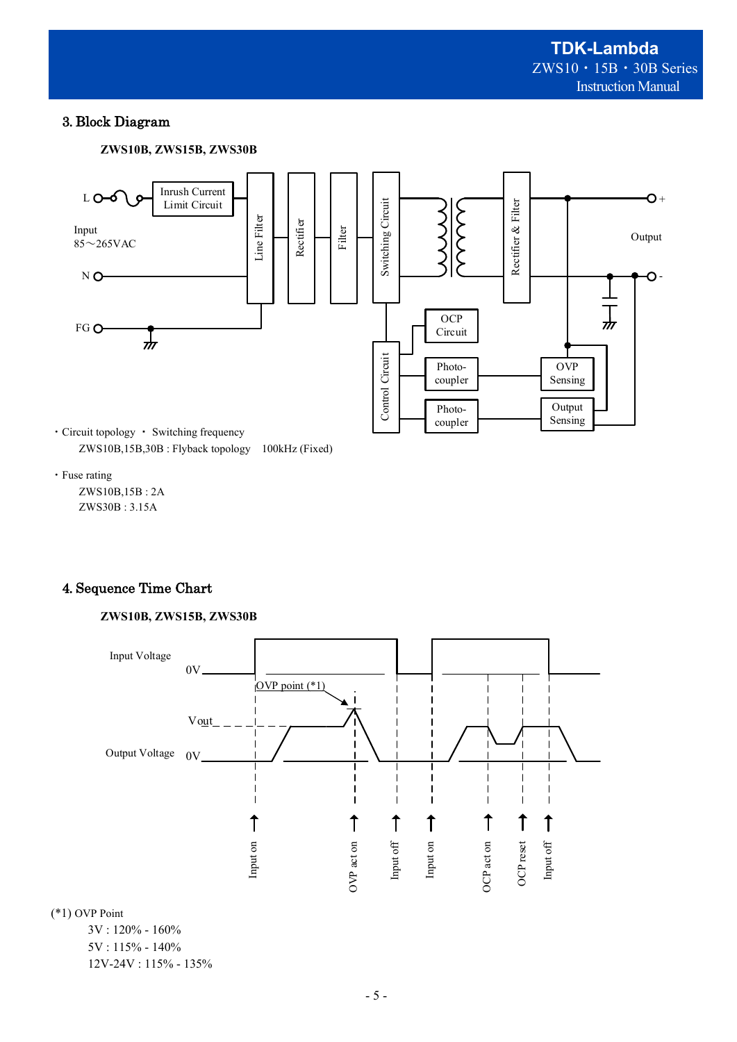## 3. Block Diagram

**ZWS10B, ZWS15B, ZWS30B**

- Circuit topology ・ Switching frequency
  ZWS10B,15B,30B : Flyback topology　100kHz (Fixed)

- Fuse rating
  ZWS10B,15B : 2A
  ZWS30B : 3.15A

## 4. Sequence Time Chart

**ZWS10B, ZWS15B, ZWS30B**

(*1) OVP Point
　3V : 120% - 160%
　5V : 115% - 140%
　12V-24V : 115% - 135%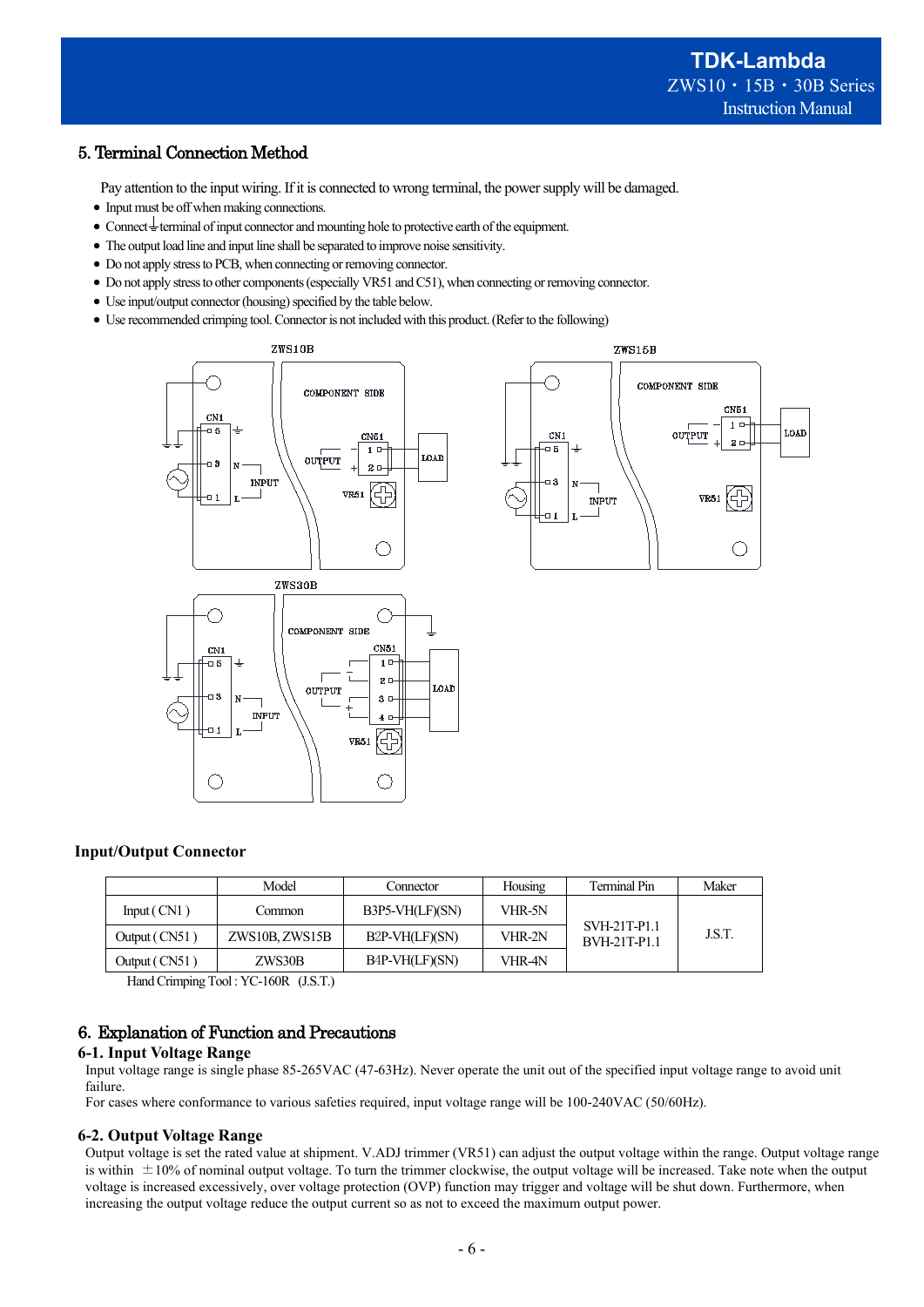## 5. Terminal Connection Method

Pay attention to the input wiring. If it is connected to wrong terminal, the power supply will be damaged.

- Input must be off when making connections.
- Connect ⏚ terminal of input connector and mounting hole to protective earth of the equipment.
- The output load line and input line shall be separated to improve noise sensitivity.
- Do not apply stress to PCB, when connecting or removing connector.
- Do not apply stress to other components (especially VR51 and C51), when connecting or removing connector.
- Use input/output connector (housing) specified by the table below.
- Use recommended crimping tool. Connector is not included with this product. (Refer to the following)

### Input/Output Connector

| | Model | Connector | Housing | Terminal Pin | Maker |
|---|---|---|---|---|---|
| Input ( CN1 ) | Common | B3P5-VH(LF)(SN) | VHR-5N | SVH-21T-P1.1<br>BVH-21T-P1.1 | J.S.T. |
| Output ( CN51 ) | ZWS10B, ZWS15B | B2P-VH(LF)(SN) | VHR-2N | | |
| Output ( CN51 ) | ZWS30B | B4P-VH(LF)(SN) | VHR-4N | | |

Hand Crimping Tool : YC-160R (J.S.T.)

## 6. Explanation of Function and Precautions

### 6-1. Input Voltage Range

Input voltage range is single phase 85-265VAC (47-63Hz). Never operate the unit out of the specified input voltage range to avoid unit failure.
For cases where conformance to various safeties required, input voltage range will be 100-240VAC (50/60Hz).

### 6-2. Output Voltage Range

Output voltage is set the rated value at shipment. V.ADJ trimmer (VR51) can adjust the output voltage within the range. Output voltage range is within ±10% of nominal output voltage. To turn the trimmer clockwise, the output voltage will be increased. Take note when the output voltage is increased excessively, over voltage protection (OVP) function may trigger and voltage will be shut down. Furthermore, when increasing the output voltage reduce the output current so as not to exceed the maximum output power.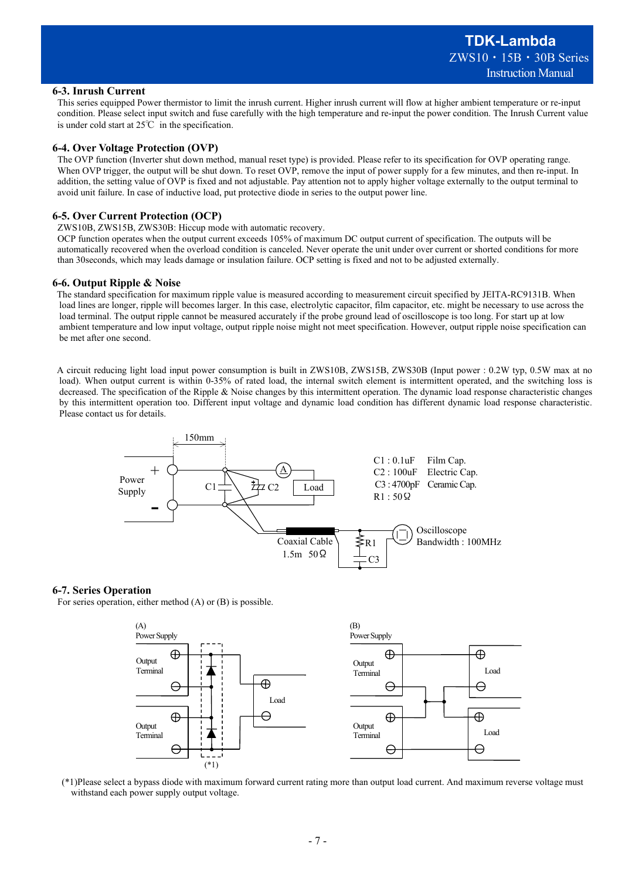### 6-3. Inrush Current

This series equipped Power thermistor to limit the inrush current. Higher inrush current will flow at higher ambient temperature or re-input condition. Please select input switch and fuse carefully with the high temperature and re-input the power condition. The Inrush Current value is under cold start at 25℃ in the specification.

### 6-4. Over Voltage Protection (OVP)

The OVP function (Inverter shut down method, manual reset type) is provided. Please refer to its specification for OVP operating range. When OVP trigger, the output will be shut down. To reset OVP, remove the input of power supply for a few minutes, and then re-input. In addition, the setting value of OVP is fixed and not adjustable. Pay attention not to apply higher voltage externally to the output terminal to avoid unit failure. In case of inductive load, put protective diode in series to the output power line.

### 6-5. Over Current Protection (OCP)

ZWS10B, ZWS15B, ZWS30B: Hiccup mode with automatic recovery.

OCP function operates when the output current exceeds 105% of maximum DC output current of specification. The outputs will be automatically recovered when the overload condition is canceled. Never operate the unit under over current or shorted conditions for more than 30seconds, which may leads damage or insulation failure. OCP setting is fixed and not to be adjusted externally.

### 6-6. Output Ripple & Noise

The standard specification for maximum ripple value is measured according to measurement circuit specified by JEITA-RC9131B. When load lines are longer, ripple will becomes larger. In this case, electrolytic capacitor, film capacitor, etc. might be necessary to use across the load terminal. The output ripple cannot be measured accurately if the probe ground lead of oscilloscope is too long. For start up at low ambient temperature and low input voltage, output ripple noise might not meet specification. However, output ripple noise specification can be met after one second.

A circuit reducing light load input power consumption is built in ZWS10B, ZWS15B, ZWS30B (Input power : 0.2W typ, 0.5W max at no load). When output current is within 0-35% of rated load, the internal switch element is intermittent operated, and the switching loss is decreased. The specification of the Ripple & Noise changes by this intermittent operation. The dynamic load response characteristic changes by this intermittent operation too. Different input voltage and dynamic load condition has different dynamic load response characteristic. Please contact us for details.

C1 : 0.1uF Film Cap.
C2 : 100uF Electric Cap.
C3 : 4700pF Ceramic Cap.
R1 : 50Ω

Oscilloscope Bandwidth : 100MHz

Coaxial Cable 1.5m 50Ω

### 6-7. Series Operation

For series operation, either method (A) or (B) is possible.

(*1)Please select a bypass diode with maximum forward current rating more than output load current. And maximum reverse voltage must withstand each power supply output voltage.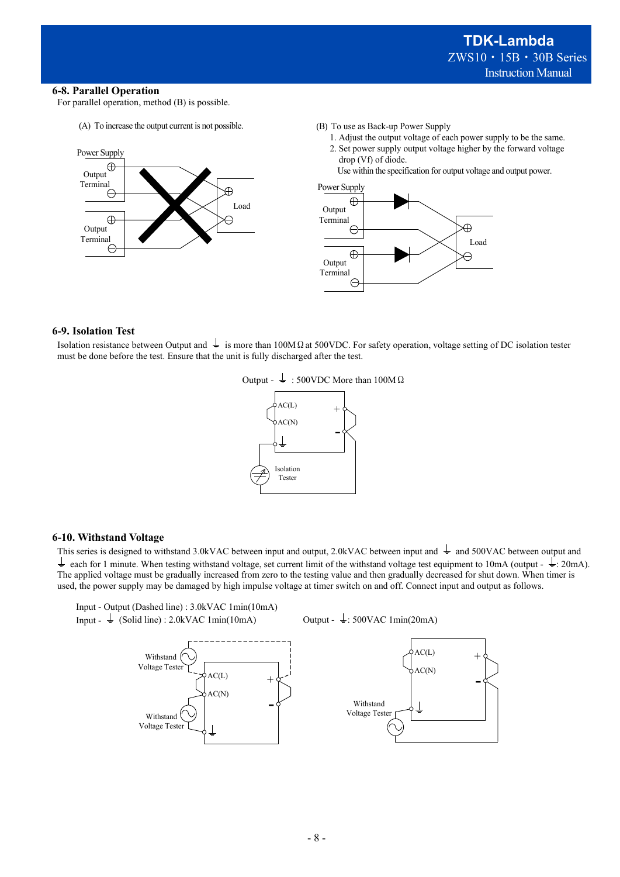### 6-8. Parallel Operation

For parallel operation, method (B) is possible.

(A) To increase the output current is not possible.

Power Supply

Output Terminal

Load

(B) To use as Back-up Power Supply

1. Adjust the output voltage of each power supply to be the same.
2. Set power supply output voltage higher by the forward voltage drop (Vf) of diode.

Use within the specification for output voltage and output power.

Power Supply

Output Terminal

Load

### 6-9. Isolation Test

Isolation resistance between Output and ⏚ is more than 100MΩ at 500VDC. For safety operation, voltage setting of DC isolation tester must be done before the test. Ensure that the unit is fully discharged after the test.

Output - ⏚ : 500VDC More than 100MΩ

AC(L)

AC(N)

Isolation Tester

### 6-10. Withstand Voltage

This series is designed to withstand 3.0kVAC between input and output, 2.0kVAC between input and ⏚ and 500VAC between output and ⏚ each for 1 minute. When testing withstand voltage, set current limit of the withstand voltage test equipment to 10mA (output - ⏚: 20mA). The applied voltage must be gradually increased from zero to the testing value and then gradually decreased for shut down. When timer is used, the power supply may be damaged by high impulse voltage at timer switch on and off. Connect input and output as follows.

Input - Output (Dashed line) : 3.0kVAC 1min(10mA)

Input - ⏚ (Solid line) : 2.0kVAC 1min(10mA)

Output - ⏚: 500VAC 1min(20mA)

Withstand Voltage Tester

AC(L)

AC(N)

Withstand Voltage Tester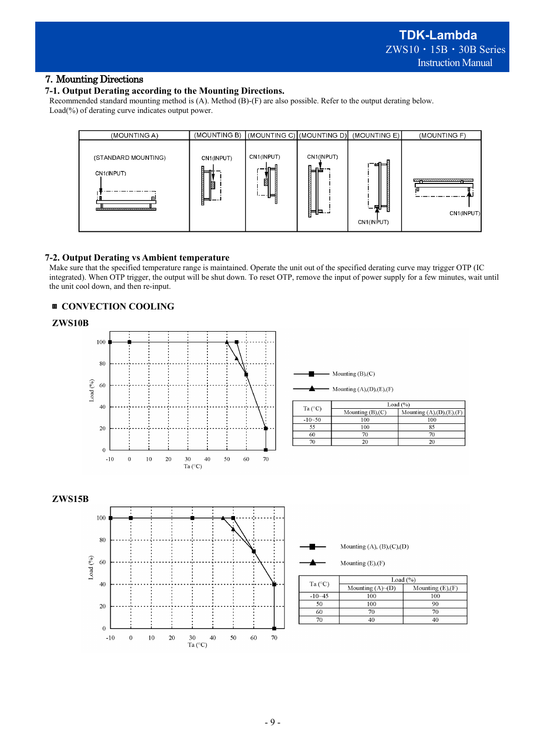# 7. Mounting Directions

## 7-1. Output Derating according to the Mounting Directions.

Recommended standard mounting method is (A). Method (B)-(F) are also possible. Refer to the output derating below.
Load(%) of derating curve indicates output power.

| (MOUNTING A) | (MOUNTING B) | (MOUNTING C) | (MOUNTING D) | (MOUNTING E) | (MOUNTING F) |
|---|---|---|---|---|---|
| (STANDARD MOUNTING) CN1(INPUT) | CN1(INPUT) | CN1(INPUT) | CN1(INPUT) | CN1(INPUT) | CN1(INPUT) |

## 7-2. Output Derating vs Ambient temperature

Make sure that the specified temperature range is maintained. Operate the unit out of the specified derating curve may trigger OTP (IC integrated). When OTP trigger, the output will be shut down. To reset OTP, remove the input of power supply for a few minutes, wait until the unit cool down, and then re-input.

### ■ CONVECTION COOLING

**ZWS10B**

| Ta (°C) | Load (%) | |
|---|---|---|
| | Mounting (B),(C) | Mounting (A),(D),(E),(F) |
| -10~50 | 100 | 100 |
| 55 | 100 | 85 |
| 60 | 70 | 70 |
| 70 | 20 | 20 |

**ZWS15B**

| Ta (°C) | Load (%) | |
|---|---|---|
| | Mounting (A)~(D) | Mounting (E),(F) |
| -10~45 | 100 | 100 |
| 50 | 100 | 90 |
| 60 | 70 | 70 |
| 70 | 40 | 40 |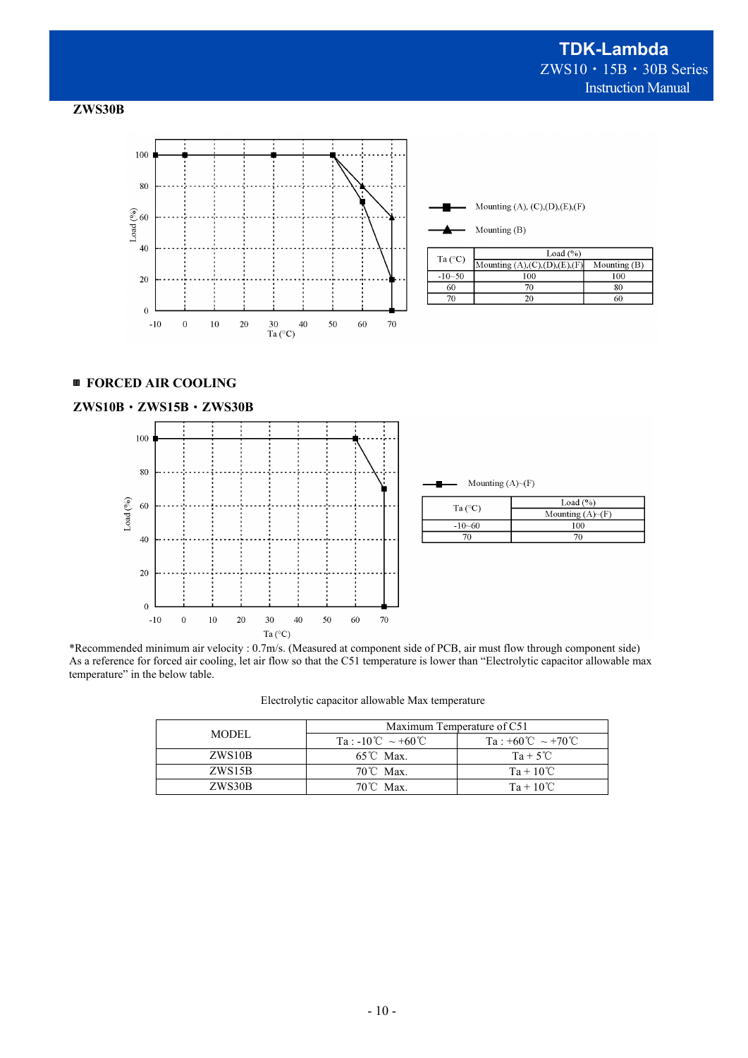**ZWS30B**

- Mounting (A), (C),(D),(E),(F)
- Mounting (B)

| Ta (°C) | Load (%) | |
|---|---|---|
| | Mounting (A),(C),(D),(E),(F) | Mounting (B) |
| -10~50 | 100 | 100 |
| 60 | 70 | 80 |
| 70 | 20 | 60 |

## ■ FORCED AIR COOLING

**ZWS10B・ZWS15B・ZWS30B**

- Mounting (A)~(F)

| Ta (°C) | Load (%) |
|---|---|
| | Mounting (A)~(F) |
| -10~60 | 100 |
| 70 | 70 |

*Recommended minimum air velocity : 0.7m/s. (Measured at component side of PCB, air must flow through component side)
As a reference for forced air cooling, let air flow so that the C51 temperature is lower than "Electrolytic capacitor allowable max temperature" in the below table.

Electrolytic capacitor allowable Max temperature

| MODEL | Maximum Temperature of C51 | |
|---|---|---|
| | Ta : -10℃ ~ +60℃ | Ta : +60℃ ~ +70℃ |
| ZWS10B | 65℃ Max. | Ta + 5℃ |
| ZWS15B | 70℃ Max. | Ta + 10℃ |
| ZWS30B | 70℃ Max. | Ta + 10℃ |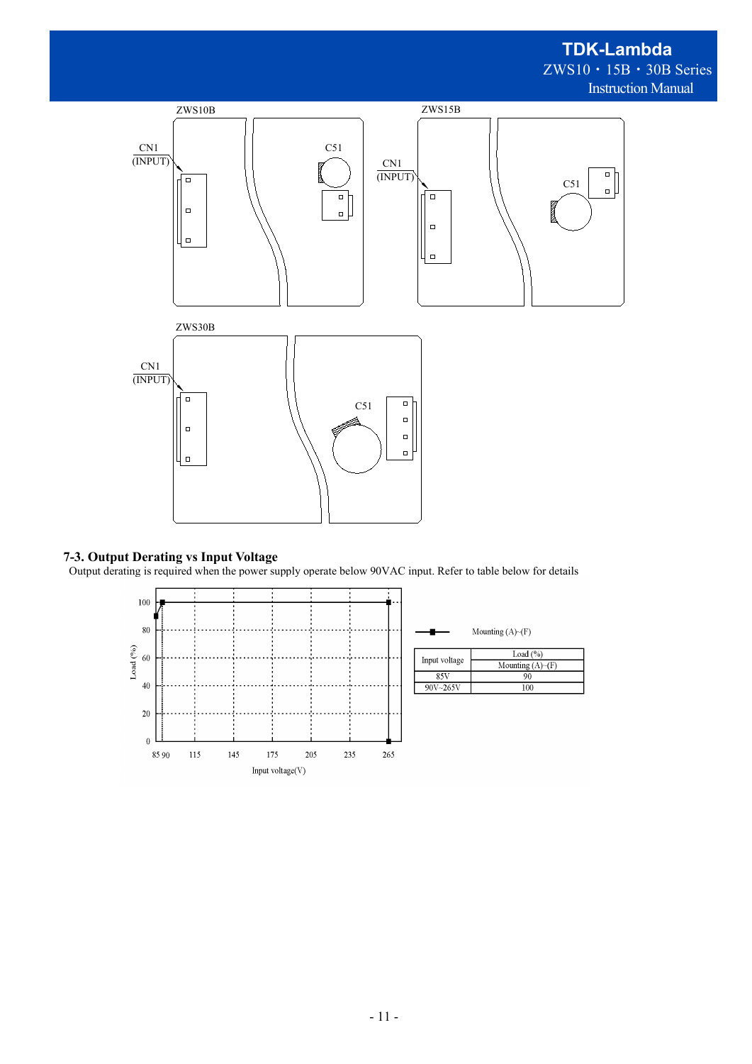ZWS10B

CN1 (INPUT)

C51

ZWS15B

CN1 (INPUT)

C51

ZWS30B

CN1 (INPUT)

C51

### 7-3. Output Derating vs Input Voltage

Output derating is required when the power supply operate below 90VAC input. Refer to table below for details

| Input voltage | Load (%) |
|---|---|
| | Mounting (A)~(F) |
| 85V | 90 |
| 90V~265V | 100 |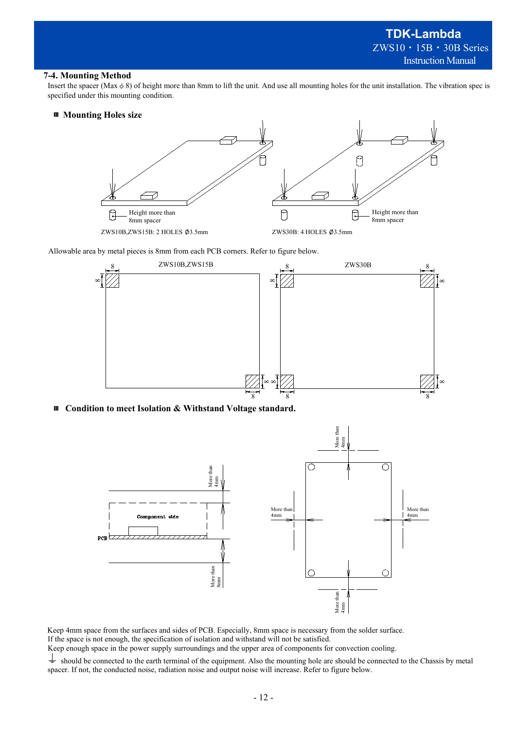### 7-4. Mounting Method

Insert the spacer (Max ϕ 8) of height more than 8mm to lift the unit. And use all mounting holes for the unit installation. The vibration spec is specified under this mounting condition.

#### ■ Mounting Holes size

Height more than 8mm spacer

ZWS10B,ZWS15B: 2 HOLES Ø3.5mm

ZWS30B: 4 HOLES Ø3.5mm

Allowable area by metal pieces is 8mm from each PCB corners. Refer to figure below.

ZWS10B,ZWS15B

ZWS30B

#### ■ Condition to meet Isolation & Withstand Voltage standard.

Component side

PCB

More than 4mm

More than 8mm

Keep 4mm space from the surfaces and sides of PCB. Especially, 8mm space is necessary from the solder surface.
If the space is not enough, the specification of isolation and withstand will not be satisfied.
Keep enough space in the power supply surroundings and the upper area of components for convection cooling.

⏚ should be connected to the earth terminal of the equipment. Also the mounting hole are should be connected to the Chassis by metal spacer. If not, the conducted noise, radiation noise and output noise will increase. Refer to figure below.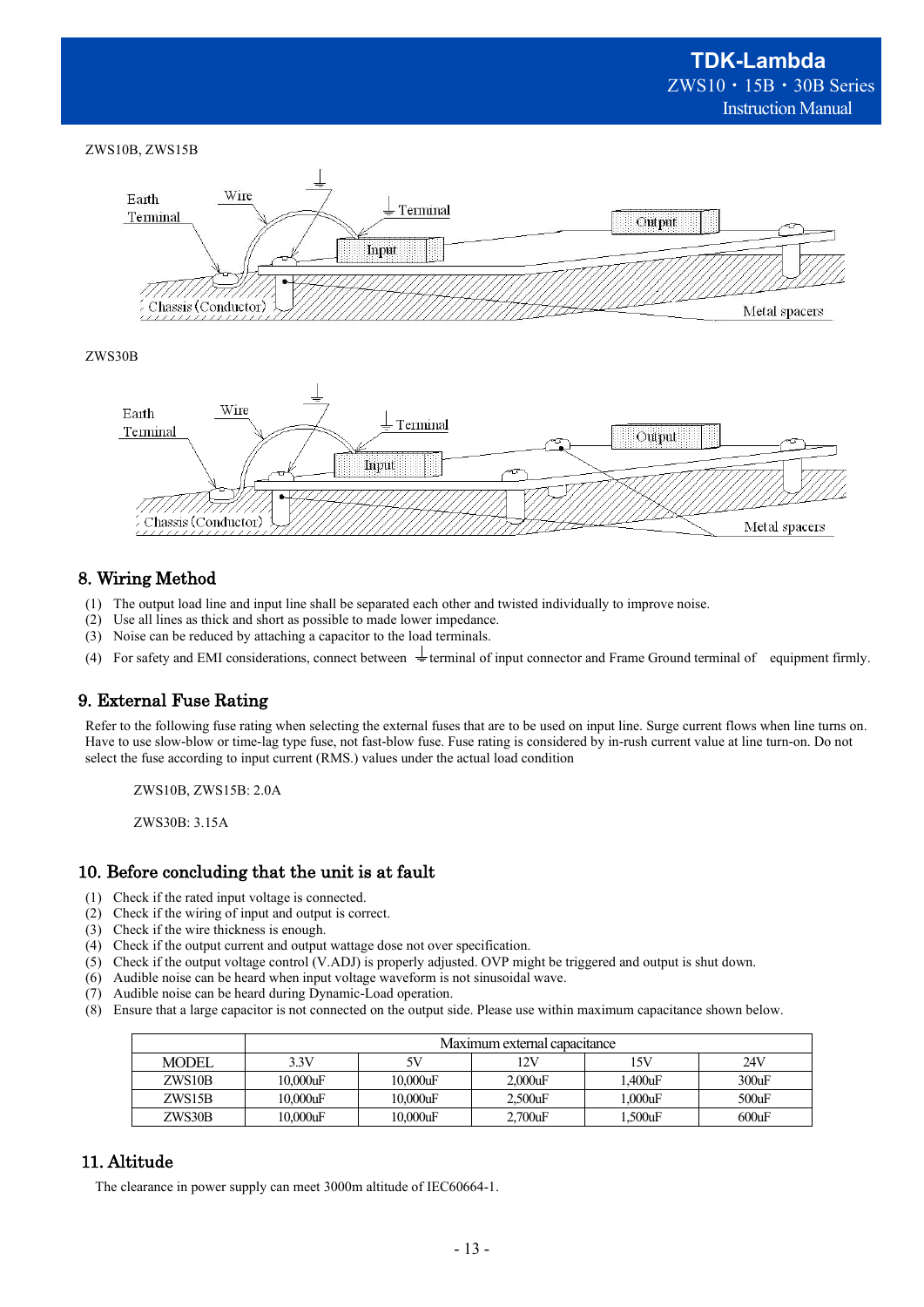ZWS10B, ZWS15B

ZWS30B

## 8. Wiring Method

(1) The output load line and input line shall be separated each other and twisted individually to improve noise.
(2) Use all lines as thick and short as possible to made lower impedance.
(3) Noise can be reduced by attaching a capacitor to the load terminals.
(4) For safety and EMI considerations, connect between ⏚ terminal of input connector and Frame Ground terminal of equipment firmly.

## 9. External Fuse Rating

Refer to the following fuse rating when selecting the external fuses that are to be used on input line. Surge current flows when line turns on. Have to use slow-blow or time-lag type fuse, not fast-blow fuse. Fuse rating is considered by in-rush current value at line turn-on. Do not select the fuse according to input current (RMS.) values under the actual load condition

ZWS10B, ZWS15B: 2.0A

ZWS30B: 3.15A

## 10. Before concluding that the unit is at fault

(1) Check if the rated input voltage is connected.
(2) Check if the wiring of input and output is correct.
(3) Check if the wire thickness is enough.
(4) Check if the output current and output wattage dose not over specification.
(5) Check if the output voltage control (V.ADJ) is properly adjusted. OVP might be triggered and output is shut down.
(6) Audible noise can be heard when input voltage waveform is not sinusoidal wave.
(7) Audible noise can be heard during Dynamic-Load operation.
(8) Ensure that a large capacitor is not connected on the output side. Please use within maximum capacitance shown below.

| | Maximum external capacitance | | | | |
|---|---|---|---|---|---|
| MODEL | 3.3V | 5V | 12V | 15V | 24V |
| ZWS10B | 10,000uF | 10,000uF | 2,000uF | 1,400uF | 300uF |
| ZWS15B | 10,000uF | 10,000uF | 2,500uF | 1,000uF | 500uF |
| ZWS30B | 10,000uF | 10,000uF | 2,700uF | 1,500uF | 600uF |

## 11. Altitude

The clearance in power supply can meet 3000m altitude of IEC60664-1.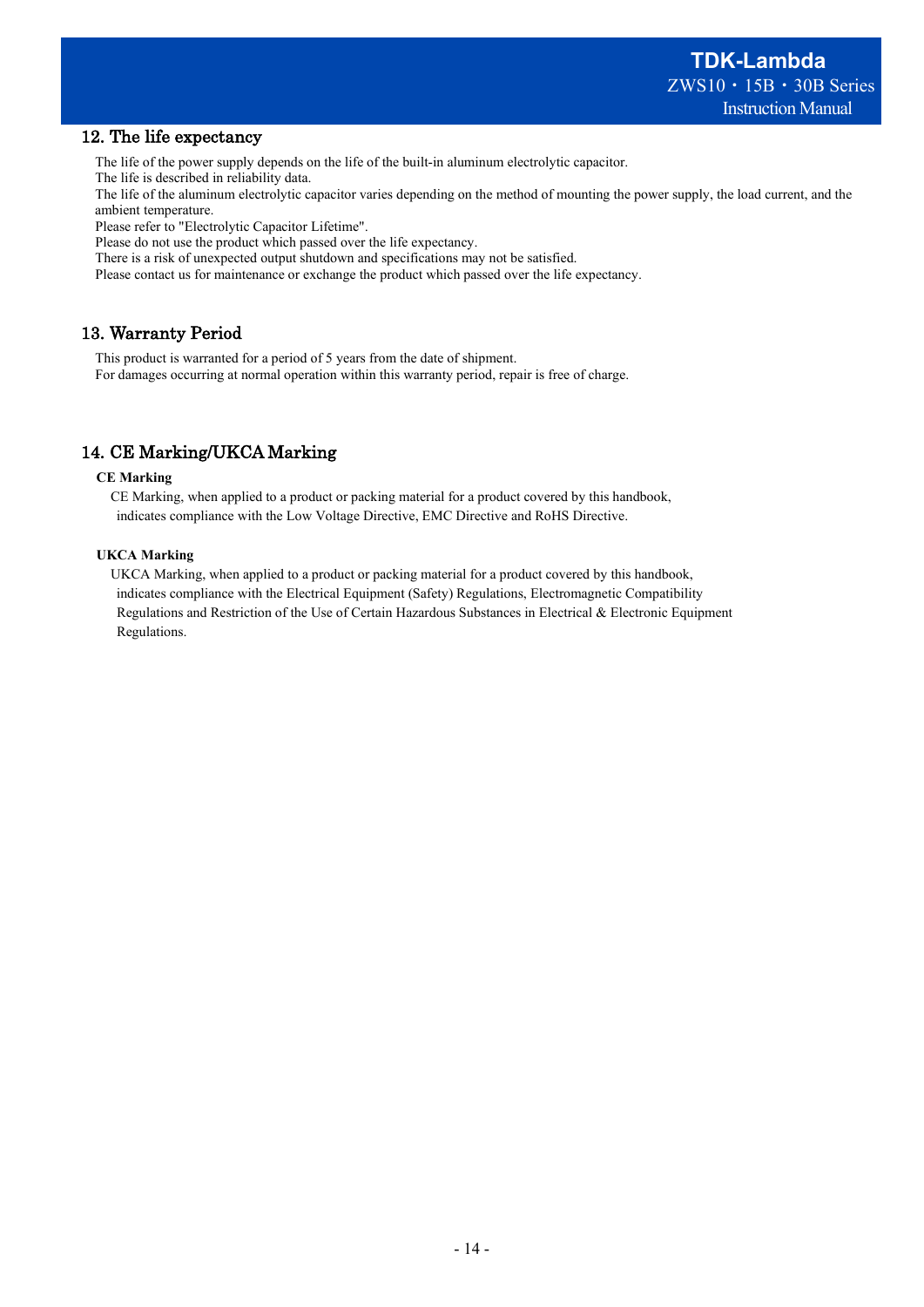## 12. The life expectancy

The life of the power supply depends on the life of the built-in aluminum electrolytic capacitor.
The life is described in reliability data.
The life of the aluminum electrolytic capacitor varies depending on the method of mounting the power supply, the load current, and the ambient temperature.
Please refer to "Electrolytic Capacitor Lifetime".
Please do not use the product which passed over the life expectancy.
There is a risk of unexpected output shutdown and specifications may not be satisfied.
Please contact us for maintenance or exchange the product which passed over the life expectancy.

## 13. Warranty Period

This product is warranted for a period of 5 years from the date of shipment.
For damages occurring at normal operation within this warranty period, repair is free of charge.

## 14. CE Marking/UKCA Marking

**CE Marking**

CE Marking, when applied to a product or packing material for a product covered by this handbook, indicates compliance with the Low Voltage Directive, EMC Directive and RoHS Directive.

**UKCA Marking**

UKCA Marking, when applied to a product or packing material for a product covered by this handbook, indicates compliance with the Electrical Equipment (Safety) Regulations, Electromagnetic Compatibility Regulations and Restriction of the Use of Certain Hazardous Substances in Electrical & Electronic Equipment Regulations.